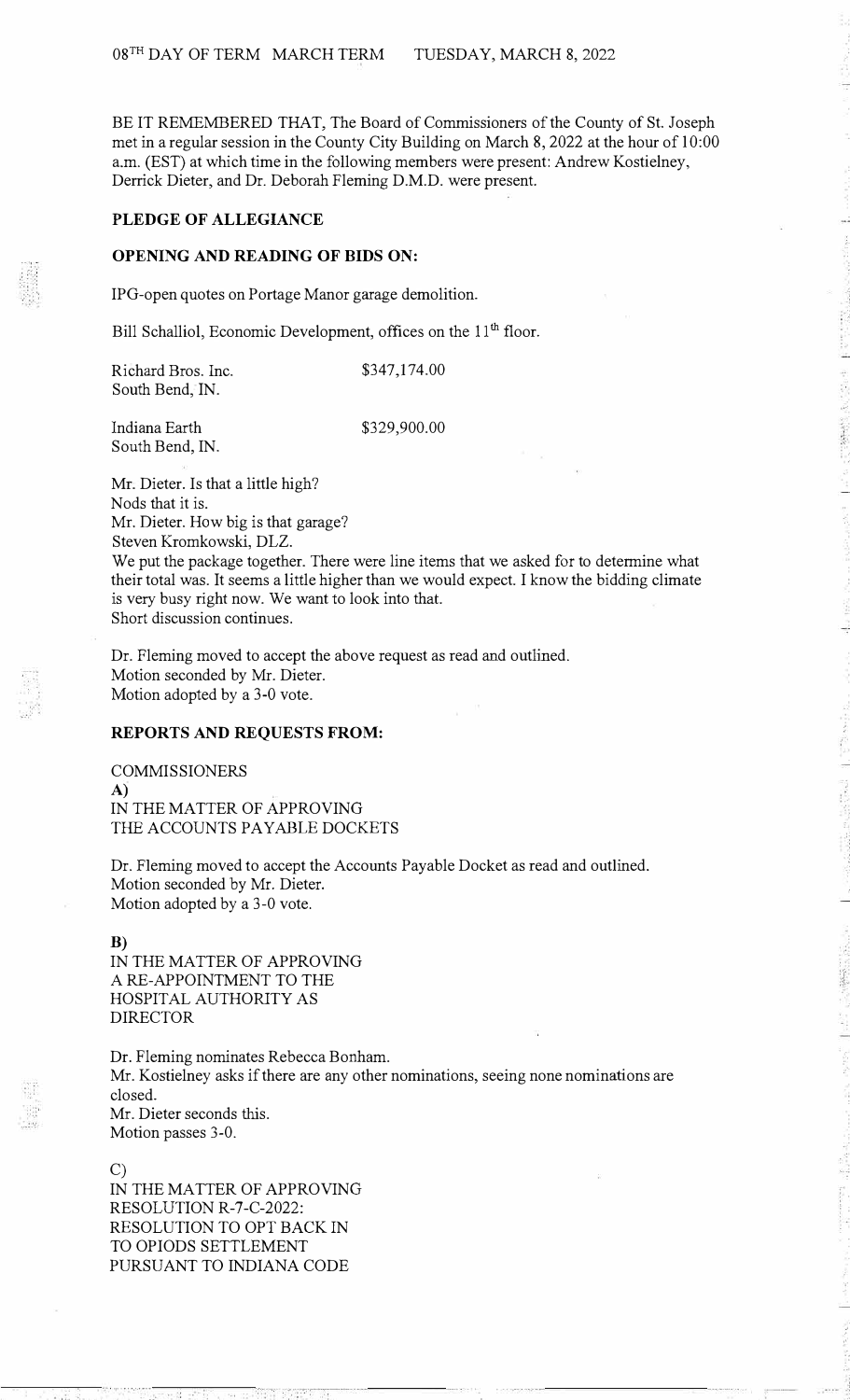08TH DAY OF TERM MARCH TERM TUESDAY, MARCH 8, 2022

BE IT REMEMBERED THAT, The Board of Commissioners of the County of St. Joseph met in a regular session in the County City Building on March 8, 2022 at the hour of 10:00 a.m. (EST) at which time in the following members were present: Andrew Kostielney, Derrick Dieter, and Dr. Deborah Fleming D.M.D. were present.

**PLEDGE OF ALLEGIANCE**

**OPENING AND READING OF BIDS ON:**

IPG-open quotes on Portage Manor garage demolition.

Bill Schalliol, Economic Development, offices on the 11th floor.

| | |
|---|---|
| Richard Bros. Inc.<br>South Bend, IN. | $347,174.00 |
| Indiana Earth<br>South Bend, IN. | $329,900.00 |

Mr. Dieter. Is that a little high?
Nods that it is.
Mr. Dieter. How big is that garage?
Steven Kromkowski, DLZ.
We put the package together. There were line items that we asked for to determine what their total was. It seems a little higher than we would expect. I know the bidding climate is very busy right now. We want to look into that.
Short discussion continues.

Dr. Fleming moved to accept the above request as read and outlined.
Motion seconded by Mr. Dieter.
Motion adopted by a 3-0 vote.

**REPORTS AND REQUESTS FROM:**

COMMISSIONERS
**A)**
IN THE MATTER OF APPROVING
THE ACCOUNTS PAYABLE DOCKETS

Dr. Fleming moved to accept the Accounts Payable Docket as read and outlined.
Motion seconded by Mr. Dieter.
Motion adopted by a 3-0 vote.

**B)**
IN THE MATTER OF APPROVING
A RE-APPOINTMENT TO THE
HOSPITAL AUTHORITY AS
DIRECTOR

Dr. Fleming nominates Rebecca Bonham.
Mr. Kostielney asks if there are any other nominations, seeing none nominations are closed.
Mr. Dieter seconds this.
Motion passes 3-0.

C)
IN THE MATTER OF APPROVING
RESOLUTION R-7-C-2022:
RESOLUTION TO OPT BACK IN
TO OPIODS SETTLEMENT
PURSUANT TO INDIANA CODE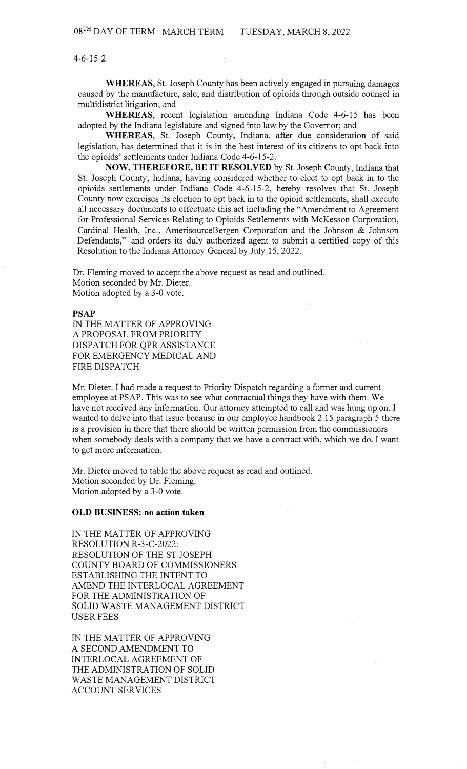4-6-15-2

**WHEREAS**, St. Joseph County has been actively engaged in pursuing damages caused by the manufacture, sale, and distribution of opioids through outside counsel in multidistrict litigation; and

**WHEREAS**, recent legislation amending Indiana Code 4-6-15 has been adopted by the Indiana legislature and signed into law by the Governor; and

**WHEREAS**, St. Joseph County, Indiana, after due consideration of said legislation, has determined that it is in the best interest of its citizens to opt back into the opioids' settlements under Indiana Code 4-6-15-2.

**NOW, THEREFORE, BE IT RESOLVED** by St. Joseph County, Indiana that St. Joseph County, Indiana, having considered whether to elect to opt back in to the opioids settlements under Indiana Code 4-6-15-2, hereby resolves that St. Joseph County now exercises its election to opt back in to the opioid settlements, shall execute all necessary documents to effectuate this act including the "Amendment to Agreement for Professional Services Relating to Opioids Settlements with McKesson Corporation, Cardinal Health, Inc., AmerisourceBergen Corporation and the Johnson & Johnson Defendants," and orders its duly authorized agent to submit a certified copy of this Resolution to the Indiana Attorney General by July 15, 2022.

Dr. Fleming moved to accept the above request as read and outlined.
Motion seconded by Mr. Dieter.
Motion adopted by a 3-0 vote.

**PSAP**

IN THE MATTER OF APPROVING
A PROPOSAL FROM PRIORITY
DISPATCH FOR QPR ASSISTANCE
FOR EMERGENCY MEDICAL AND
FIRE DISPATCH

Mr. Dieter. I had made a request to Priority Dispatch regarding a former and current employee at PSAP. This was to see what contractual things they have with them. We have not received any information. Our attorney attempted to call and was hung up on. I wanted to delve into that issue because in our employee handbook 2.15 paragraph 5 there is a provision in there that there should be written permission from the commissioners when somebody deals with a company that we have a contract with, which we do. I want to get more information.

Mr. Dieter moved to table the above request as read and outlined.
Motion seconded by Dr. Fleming.
Motion adopted by a 3-0 vote.

**OLD BUSINESS: no action taken**

IN THE MATTER OF APPROVING
RESOLUTION R-3-C-2022:
RESOLUTION OF THE ST JOSEPH
COUNTY BOARD OF COMMISSIONERS
ESTABLISHING THE INTENT TO
AMEND THE INTERLOCAL AGREEMENT
FOR THE ADMINISTRATION OF
SOLID WASTE MANAGEMENT DISTRICT
USER FEES

IN THE MATTER OF APPROVING
A SECOND AMENDMENT TO
INTERLOCAL AGREEMENT OF
THE ADMINISTRATION OF SOLID
WASTE MANAGEMENT DISTRICT
ACCOUNT SERVICES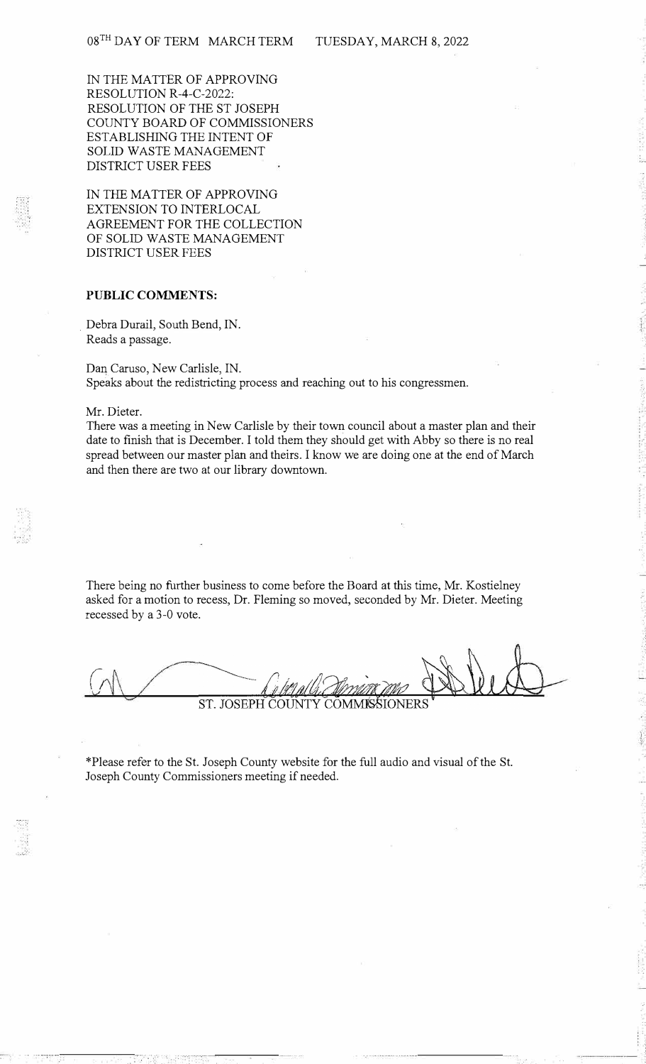08TH DAY OF TERM MARCH TERM TUESDAY, MARCH 8, 2022

IN THE MATTER OF APPROVING RESOLUTION R-4-C-2022: RESOLUTION OF THE ST JOSEPH COUNTY BOARD OF COMMISSIONERS ESTABLISHING THE INTENT OF SOLID WASTE MANAGEMENT DISTRICT USER FEES

IN THE MATTER OF APPROVING EXTENSION TO INTERLOCAL AGREEMENT FOR THE COLLECTION OF SOLID WASTE MANAGEMENT DISTRICT USER FEES

**PUBLIC COMMENTS:**

Debra Durail, South Bend, IN.
Reads a passage.

Dan Caruso, New Carlisle, IN.
Speaks about the redistricting process and reaching out to his congressmen.

Mr. Dieter.
There was a meeting in New Carlisle by their town council about a master plan and their date to finish that is December. I told them they should get with Abby so there is no real spread between our master plan and theirs. I know we are doing one at the end of March and then there are two at our library downtown.

There being no further business to come before the Board at this time, Mr. Kostielney asked for a motion to recess, Dr. Fleming so moved, seconded by Mr. Dieter. Meeting recessed by a 3-0 vote.

ST. JOSEPH COUNTY COMMISSIONERS

*Please refer to the St. Joseph County website for the full audio and visual of the St. Joseph County Commissioners meeting if needed.